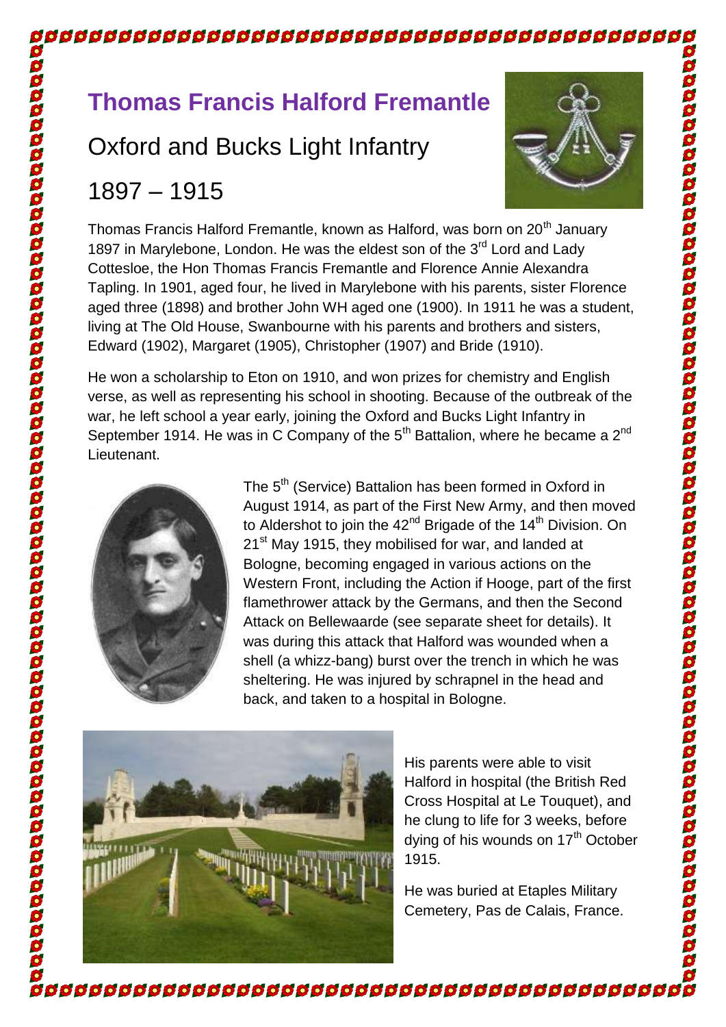# Thomas Francis Halford Fremantle

## Oxford and Bucks Light Infantry

## 1897 – 1915

Thomas Francis Halford Fremantle, known as Halford, was born on 20th January 1897 in Marylebone, London. He was the eldest son of the 3rd Lord and Lady Cottesloe, the Hon Thomas Francis Fremantle and Florence Annie Alexandra Tapling. In 1901, aged four, he lived in Marylebone with his parents, sister Florence aged three (1898) and brother John WH aged one (1900). In 1911 he was a student, living at The Old House, Swanbourne with his parents and brothers and sisters, Edward (1902), Margaret (1905), Christopher (1907) and Bride (1910).

He won a scholarship to Eton on 1910, and won prizes for chemistry and English verse, as well as representing his school in shooting. Because of the outbreak of the war, he left school a year early, joining the Oxford and Bucks Light Infantry in September 1914. He was in C Company of the 5th Battalion, where he became a 2nd Lieutenant.

The 5th (Service) Battalion has been formed in Oxford in August 1914, as part of the First New Army, and then moved to Aldershot to join the 42nd Brigade of the 14th Division. On 21st May 1915, they mobilised for war, and landed at Bologne, becoming engaged in various actions on the Western Front, including the Action if Hooge, part of the first flamethrower attack by the Germans, and then the Second Attack on Bellewaarde (see separate sheet for details). It was during this attack that Halford was wounded when a shell (a whizz-bang) burst over the trench in which he was sheltering. He was injured by schrapnel in the head and back, and taken to a hospital in Bologne.

His parents were able to visit Halford in hospital (the British Red Cross Hospital at Le Touquet), and he clung to life for 3 weeks, before dying of his wounds on 17th October 1915.

He was buried at Etaples Military Cemetery, Pas de Calais, France.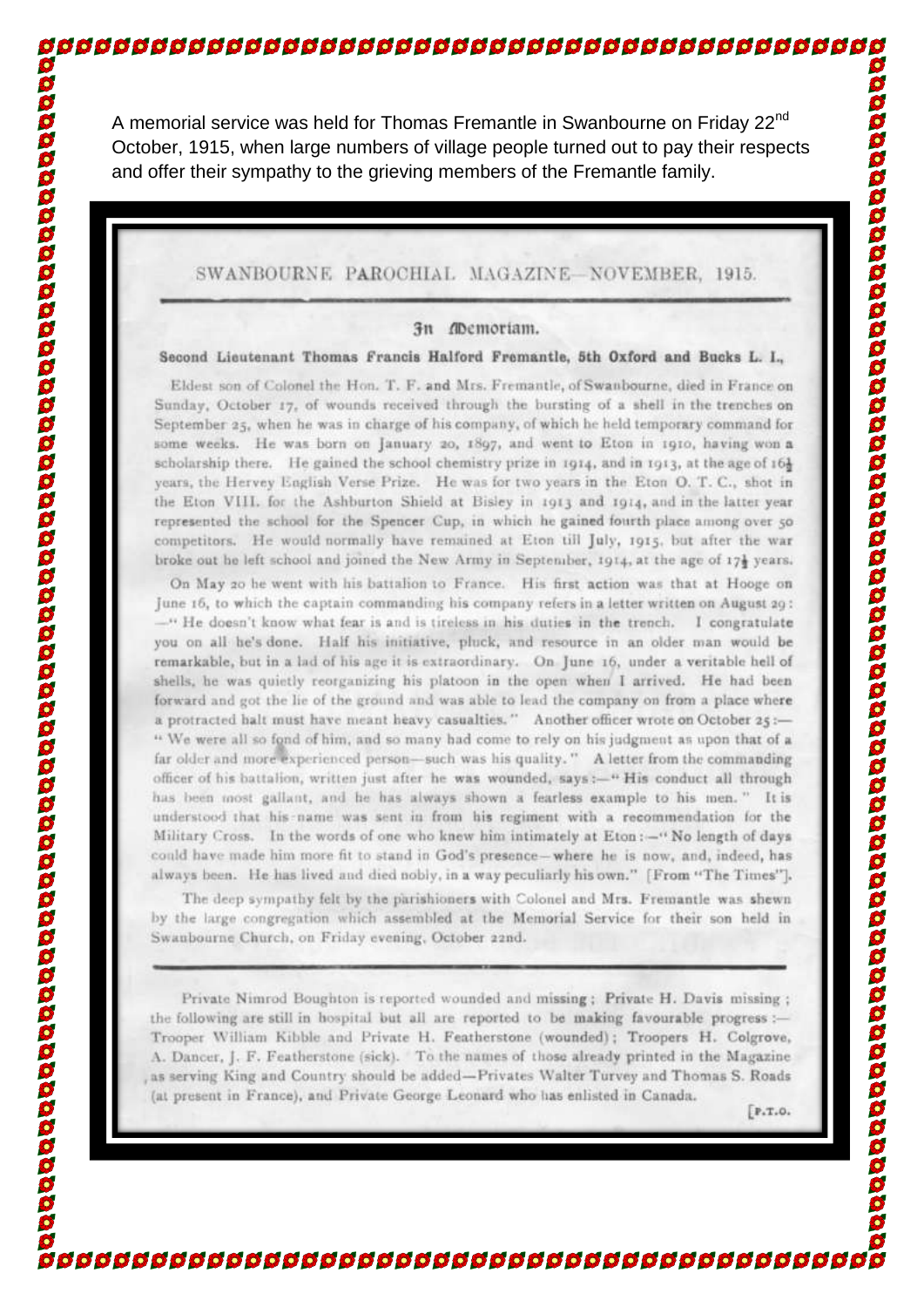A memorial service was held for Thomas Fremantle in Swanbourne on Friday 22[nd] October, 1915, when large numbers of village people turned out to pay their respects and offer their sympathy to the grieving members of the Fremantle family.

SWANBOURNE PAROCHIAL MAGAZINE—NOVEMBER, 1915.

## In Memoriam.

### Second Lieutenant Thomas Francis Halford Fremantle, 5th Oxford and Bucks L. I.,

Eldest son of Colonel the Hon. T. F. and Mrs. Fremantle, of Swanbourne, died in France on Sunday, October 17, of wounds received through the bursting of a shell in the trenches on September 25, when he was in charge of his company, of which he held temporary command for some weeks. He was born on January 20, 1897, and went to Eton in 1910, having won a scholarship there. He gained the school chemistry prize in 1914, and in 1913, at the age of 16½ years, the Hervey English Verse Prize. He was for two years in the Eton O. T. C., shot in the Eton VIII. for the Ashburton Shield at Bisley in 1913 and 1914, and in the latter year represented the school for the Spencer Cup, in which he gained fourth place among over 50 competitors. He would normally have remained at Eton till July, 1915, but after the war broke out he left school and joined the New Army in September, 1914, at the age of 17½ years.

On May 20 he went with his battalion to France. His first action was that at Hooge on June 16, to which the captain commanding his company refers in a letter written on August 29:—"He doesn't know what fear is and is tireless in his duties in the trench. I congratulate you on all he's done. Half his initiative, pluck, and resource in an older man would be remarkable, but in a lad of his age it is extraordinary. On June 16, under a veritable hell of shells, he was quietly reorganizing his platoon in the open when I arrived. He had been forward and got the lie of the ground and was able to lead the company on from a place where a protracted halt must have meant heavy casualties." Another officer wrote on October 25:—"We were all so fond of him, and so many had come to rely on his judgment as upon that of a far older and more experienced person—such was his quality." A letter from the commanding officer of his battalion, written just after he was wounded, says:—"His conduct all through has been most gallant, and he has always shown a fearless example to his men." It is understood that his name was sent in from his regiment with a recommendation for the Military Cross. In the words of one who knew him intimately at Eton:—"No length of days could have made him more fit to stand in God's presence—where he is now, and, indeed, has always been. He has lived and died nobly, in a way peculiarly his own." [From "The Times"].

The deep sympathy felt by the parishioners with Colonel and Mrs. Fremantle was shewn by the large congregation which assembled at the Memorial Service for their son held in Swanbourne Church, on Friday evening, October 22nd.

---

Private Nimrod Boughton is reported wounded and missing; Private H. Davis missing; the following are still in hospital but all are reported to be making favourable progress:—Trooper William Kibble and Private H. Featherstone (wounded); Troopers H. Colgrove, A. Dancer, J. F. Featherstone (sick). To the names of those already printed in the Magazine as serving King and Country should be added—Privates Walter Turvey and Thomas S. Roads (at present in France), and Private George Leonard who has enlisted in Canada.

[P.T.O.